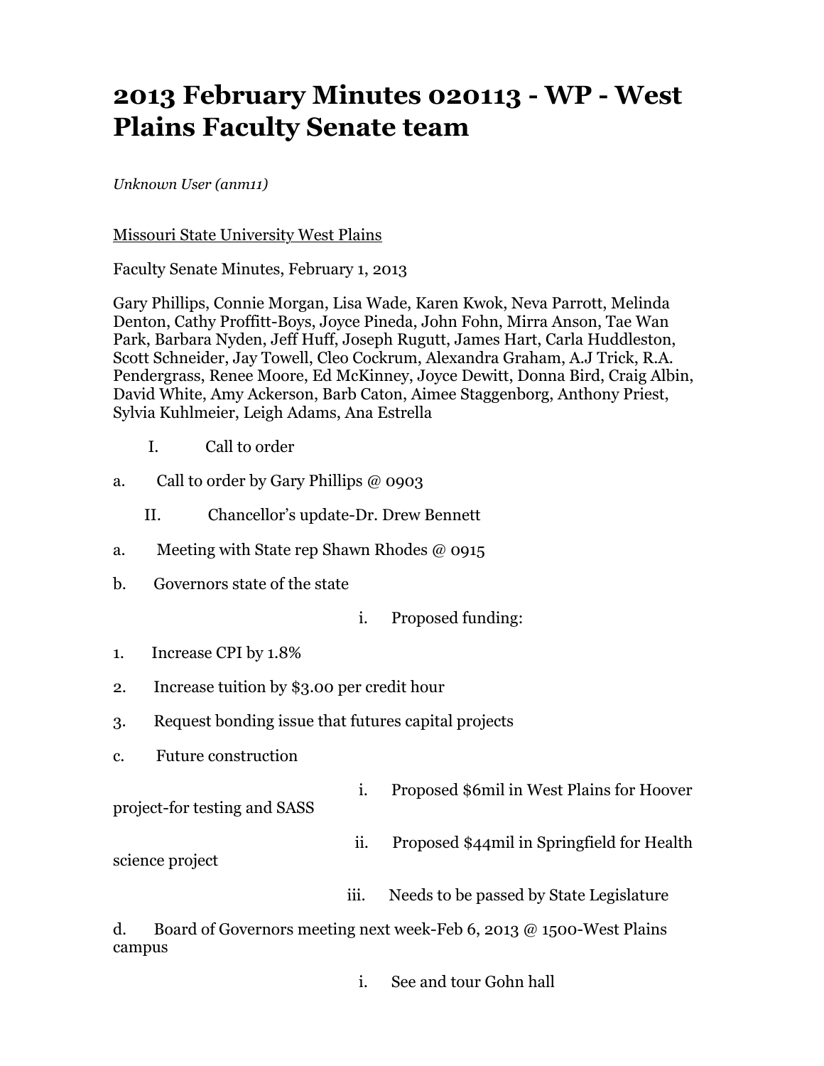# 2013 February Minutes 020113 - WP - West Plains Faculty Senate team

*Unknown User (anm11)*

Missouri State University West Plains

Faculty Senate Minutes, February 1, 2013

Gary Phillips, Connie Morgan, Lisa Wade, Karen Kwok, Neva Parrott, Melinda Denton, Cathy Proffitt-Boys, Joyce Pineda, John Fohn, Mirra Anson, Tae Wan Park, Barbara Nyden, Jeff Huff, Joseph Rugutt, James Hart, Carla Huddleston, Scott Schneider, Jay Towell, Cleo Cockrum, Alexandra Graham, A.J Trick, R.A. Pendergrass, Renee Moore, Ed McKinney, Joyce Dewitt, Donna Bird, Craig Albin, David White, Amy Ackerson, Barb Caton, Aimee Staggenborg, Anthony Priest, Sylvia Kuhlmeier, Leigh Adams, Ana Estrella

I. Call to order

a. Call to order by Gary Phillips @ 0903

II. Chancellor's update-Dr. Drew Bennett

a. Meeting with State rep Shawn Rhodes @ 0915

b. Governors state of the state

i. Proposed funding:

1. Increase CPI by 1.8%

2. Increase tuition by $3.00 per credit hour

3. Request bonding issue that futures capital projects

c. Future construction

i. Proposed $6mil in West Plains for Hoover project-for testing and SASS

ii. Proposed $44mil in Springfield for Health science project

iii. Needs to be passed by State Legislature

d. Board of Governors meeting next week-Feb 6, 2013 @ 1500-West Plains campus

i. See and tour Gohn hall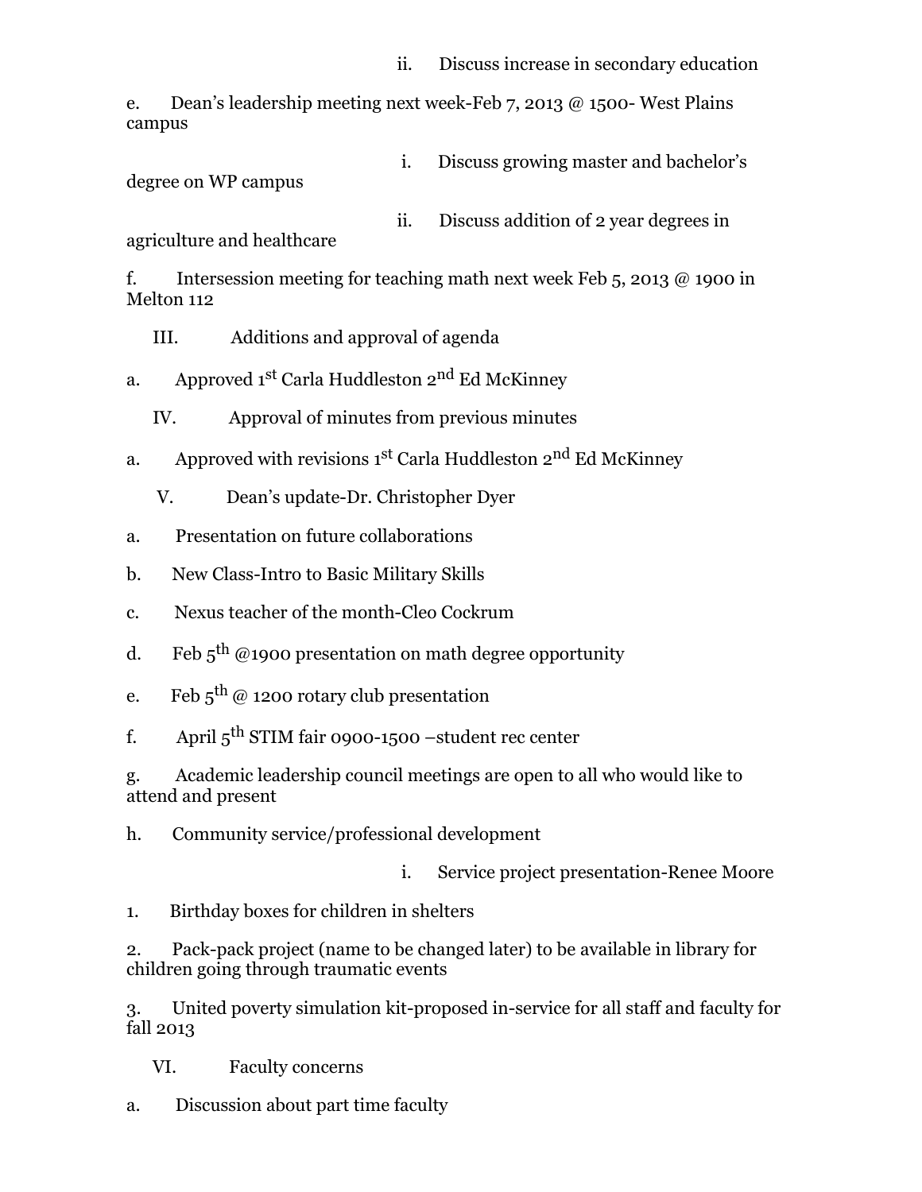ii. Discuss increase in secondary education

e. Dean's leadership meeting next week-Feb 7, 2013 @ 1500- West Plains campus

i. Discuss growing master and bachelor's degree on WP campus

ii. Discuss addition of 2 year degrees in agriculture and healthcare

f. Intersession meeting for teaching math next week Feb 5, 2013 @ 1900 in Melton 112

III. Additions and approval of agenda

a. Approved 1st Carla Huddleston 2nd Ed McKinney

IV. Approval of minutes from previous minutes

a. Approved with revisions 1st Carla Huddleston 2nd Ed McKinney

V. Dean's update-Dr. Christopher Dyer

a. Presentation on future collaborations

b. New Class-Intro to Basic Military Skills

c. Nexus teacher of the month-Cleo Cockrum

d. Feb 5th @1900 presentation on math degree opportunity

e. Feb 5th @ 1200 rotary club presentation

f. April 5th STIM fair 0900-1500 –student rec center

g. Academic leadership council meetings are open to all who would like to attend and present

h. Community service/professional development

i. Service project presentation-Renee Moore

1. Birthday boxes for children in shelters

2. Pack-pack project (name to be changed later) to be available in library for children going through traumatic events

3. United poverty simulation kit-proposed in-service for all staff and faculty for fall 2013

VI. Faculty concerns

a. Discussion about part time faculty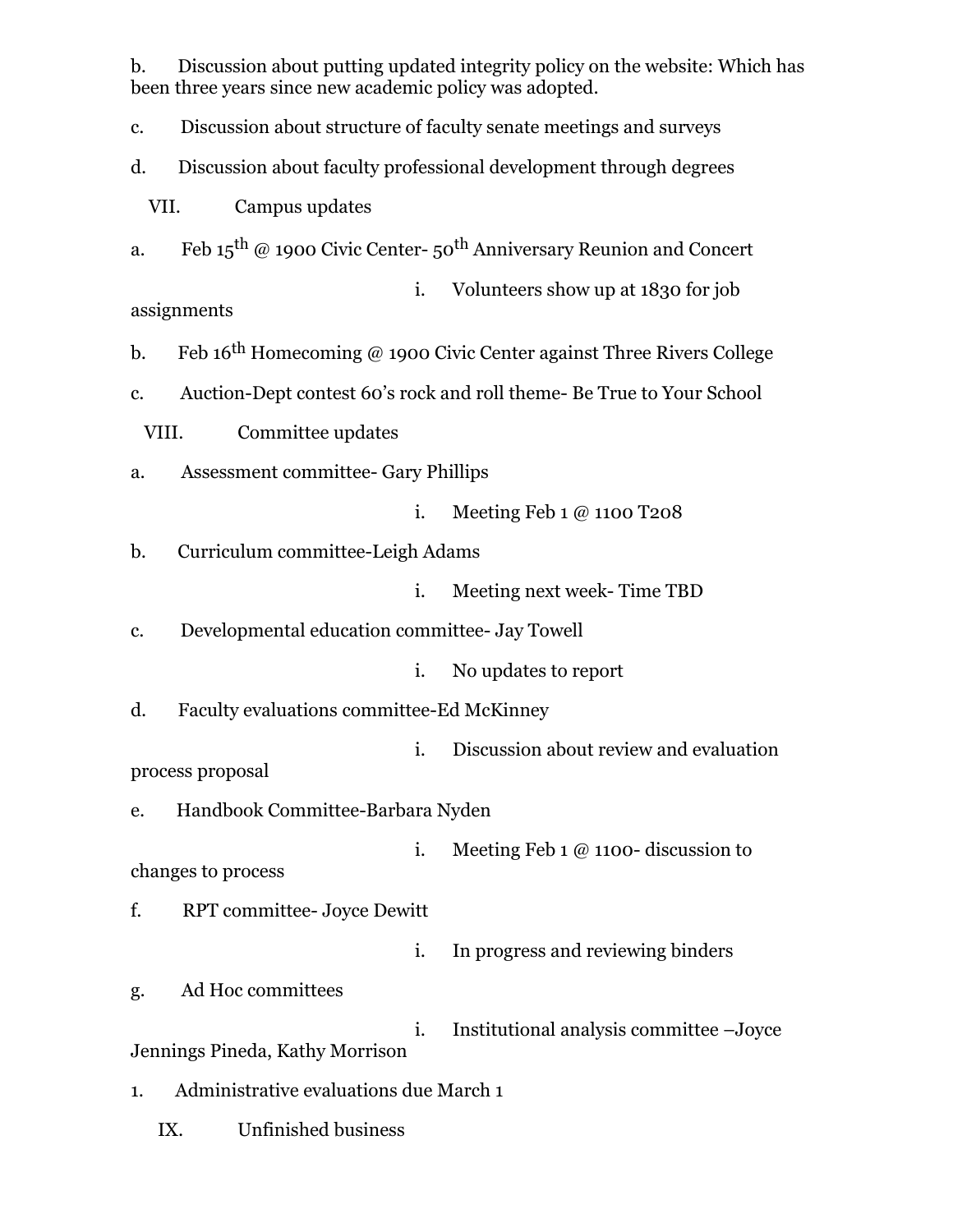b. Discussion about putting updated integrity policy on the website: Which has been three years since new academic policy was adopted.

c. Discussion about structure of faculty senate meetings and surveys

d. Discussion about faculty professional development through degrees

VII. Campus updates

a. Feb 15th @ 1900 Civic Center- 50th Anniversary Reunion and Concert

    i. Volunteers show up at 1830 for job assignments

b. Feb 16th Homecoming @ 1900 Civic Center against Three Rivers College

c. Auction-Dept contest 60's rock and roll theme- Be True to Your School

VIII. Committee updates

a. Assessment committee- Gary Phillips

    i. Meeting Feb 1 @ 1100 T208

b. Curriculum committee-Leigh Adams

    i. Meeting next week- Time TBD

c. Developmental education committee- Jay Towell

    i. No updates to report

d. Faculty evaluations committee-Ed McKinney

    i. Discussion about review and evaluation process proposal

e. Handbook Committee-Barbara Nyden

    i. Meeting Feb 1 @ 1100- discussion to changes to process

f. RPT committee- Joyce Dewitt

    i. In progress and reviewing binders

g. Ad Hoc committees

    i. Institutional analysis committee –Joyce Jennings Pineda, Kathy Morrison

1. Administrative evaluations due March 1

IX. Unfinished business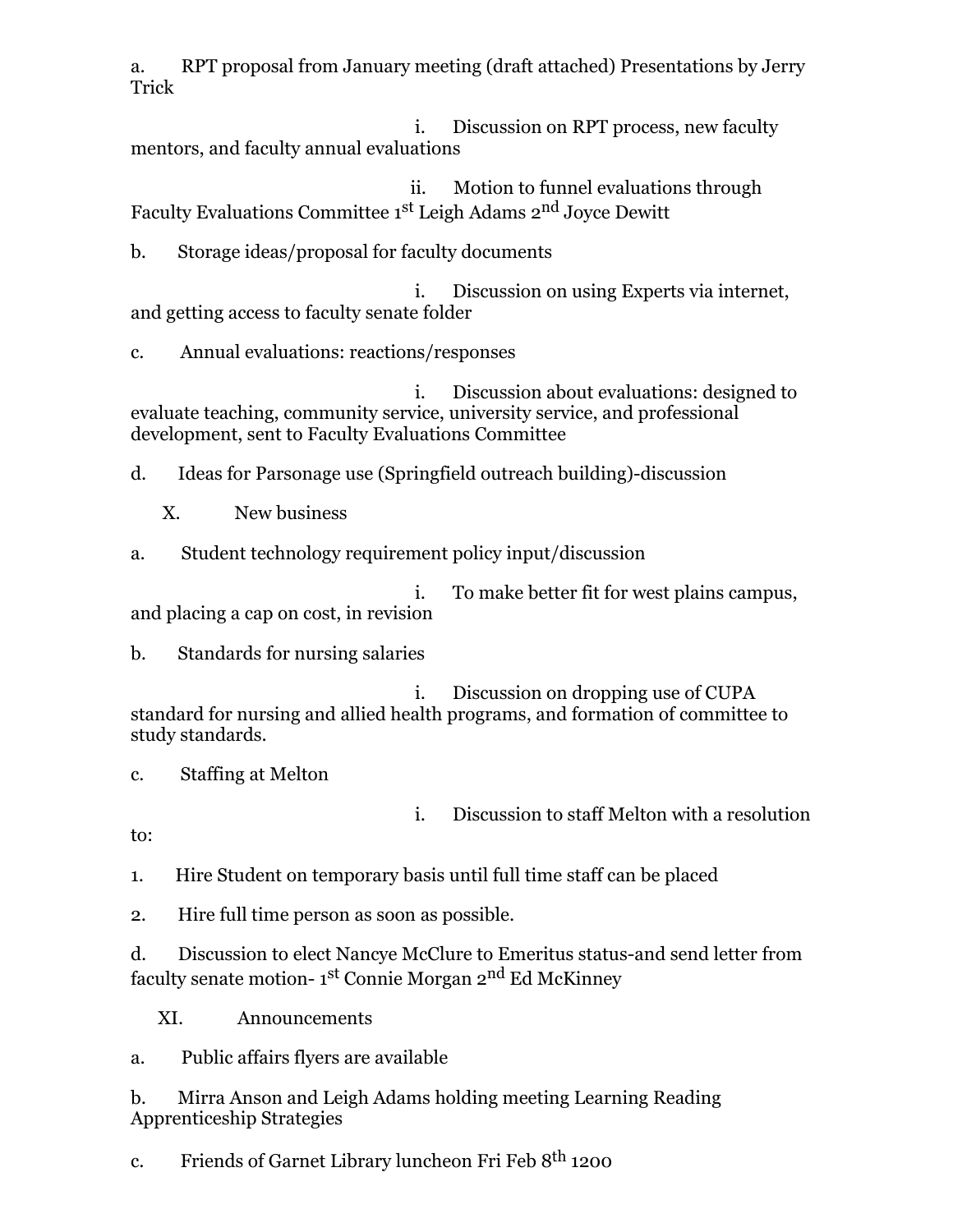a. RPT proposal from January meeting (draft attached) Presentations by Jerry Trick

i. Discussion on RPT process, new faculty mentors, and faculty annual evaluations

ii. Motion to funnel evaluations through Faculty Evaluations Committee 1st Leigh Adams 2nd Joyce Dewitt

b. Storage ideas/proposal for faculty documents

i. Discussion on using Experts via internet, and getting access to faculty senate folder

c. Annual evaluations: reactions/responses

i. Discussion about evaluations: designed to evaluate teaching, community service, university service, and professional development, sent to Faculty Evaluations Committee

d. Ideas for Parsonage use (Springfield outreach building)-discussion

X. New business

a. Student technology requirement policy input/discussion

i. To make better fit for west plains campus, and placing a cap on cost, in revision

b. Standards for nursing salaries

i. Discussion on dropping use of CUPA standard for nursing and allied health programs, and formation of committee to study standards.

c. Staffing at Melton

i. Discussion to staff Melton with a resolution to:

1. Hire Student on temporary basis until full time staff can be placed

2. Hire full time person as soon as possible.

d. Discussion to elect Nancye McClure to Emeritus status-and send letter from faculty senate motion- 1st Connie Morgan 2nd Ed McKinney

XI. Announcements

a. Public affairs flyers are available

b. Mirra Anson and Leigh Adams holding meeting Learning Reading Apprenticeship Strategies

c. Friends of Garnet Library luncheon Fri Feb 8th 1200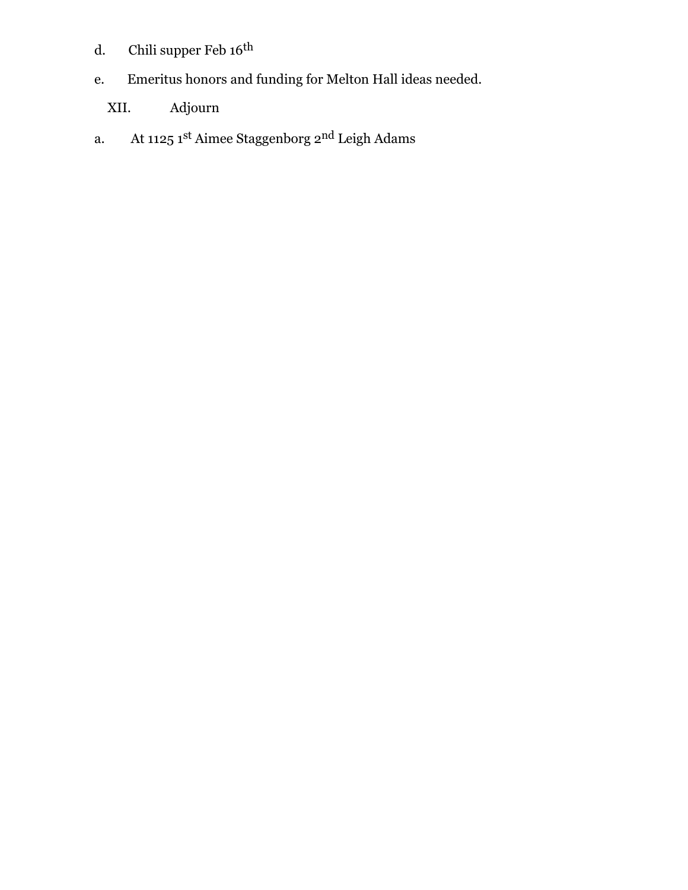d. Chili supper Feb 16th

e. Emeritus honors and funding for Melton Hall ideas needed.

XII. Adjourn

a. At 1125 1st Aimee Staggenborg 2nd Leigh Adams